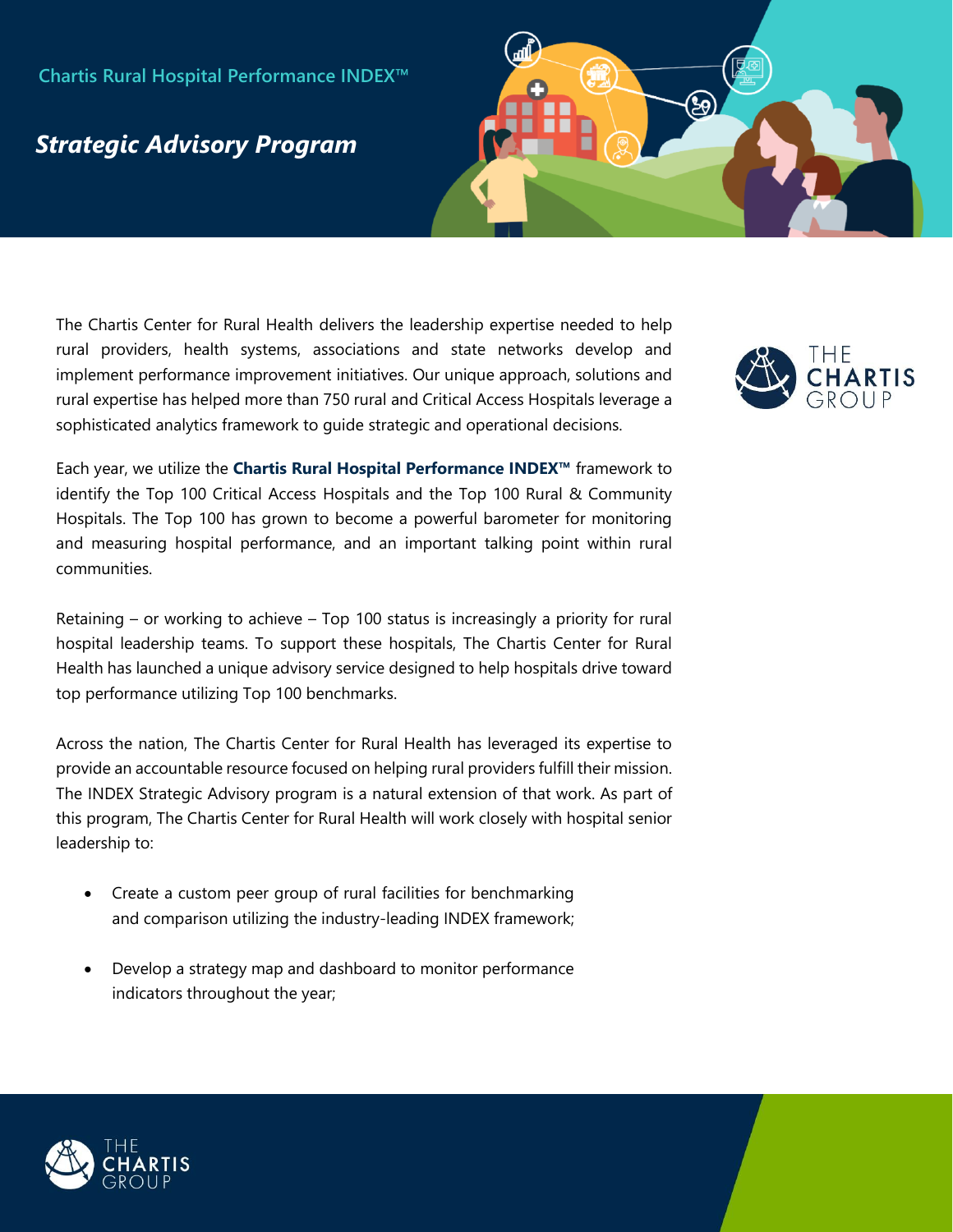Chartis Rural Hospital Performance INDEX™

# *Strategic Advisory Program*

The Chartis Center for Rural Health delivers the leadership expertise needed to help rural providers, health systems, associations and state networks develop and implement performance improvement initiatives. Our unique approach, solutions and rural expertise has helped more than 750 rural and Critical Access Hospitals leverage a sophisticated analytics framework to guide strategic and operational decisions.

Each year, we utilize the **Chartis Rural Hospital Performance INDEX™** framework to identify the Top 100 Critical Access Hospitals and the Top 100 Rural & Community Hospitals. The Top 100 has grown to become a powerful barometer for monitoring and measuring hospital performance, and an important talking point within rural communities.

Retaining – or working to achieve – Top 100 status is increasingly a priority for rural hospital leadership teams. To support these hospitals, The Chartis Center for Rural Health has launched a unique advisory service designed to help hospitals drive toward top performance utilizing Top 100 benchmarks.

Across the nation, The Chartis Center for Rural Health has leveraged its expertise to provide an accountable resource focused on helping rural providers fulfill their mission. The INDEX Strategic Advisory program is a natural extension of that work. As part of this program, The Chartis Center for Rural Health will work closely with hospital senior leadership to:

- Create a custom peer group of rural facilities for benchmarking and comparison utilizing the industry-leading INDEX framework;
- Develop a strategy map and dashboard to monitor performance indicators throughout the year;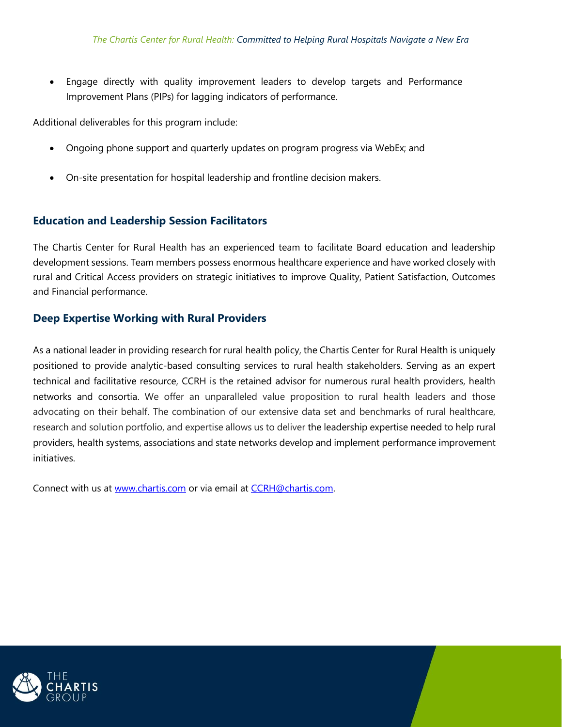- Engage directly with quality improvement leaders to develop targets and Performance Improvement Plans (PIPs) for lagging indicators of performance.

Additional deliverables for this program include:

- Ongoing phone support and quarterly updates on program progress via WebEx; and
- On-site presentation for hospital leadership and frontline decision makers.

## Education and Leadership Session Facilitators

The Chartis Center for Rural Health has an experienced team to facilitate Board education and leadership development sessions. Team members possess enormous healthcare experience and have worked closely with rural and Critical Access providers on strategic initiatives to improve Quality, Patient Satisfaction, Outcomes and Financial performance.

## Deep Expertise Working with Rural Providers

As a national leader in providing research for rural health policy, the Chartis Center for Rural Health is uniquely positioned to provide analytic-based consulting services to rural health stakeholders. Serving as an expert technical and facilitative resource, CCRH is the retained advisor for numerous rural health providers, health networks and consortia. We offer an unparalleled value proposition to rural health leaders and those advocating on their behalf. The combination of our extensive data set and benchmarks of rural healthcare, research and solution portfolio, and expertise allows us to deliver the leadership expertise needed to help rural providers, health systems, associations and state networks develop and implement performance improvement initiatives.

Connect with us at [www.chartis.com](http://www.chartis.com) or via email at [CCRH@chartis.com](mailto:CCRH@chartis.com).